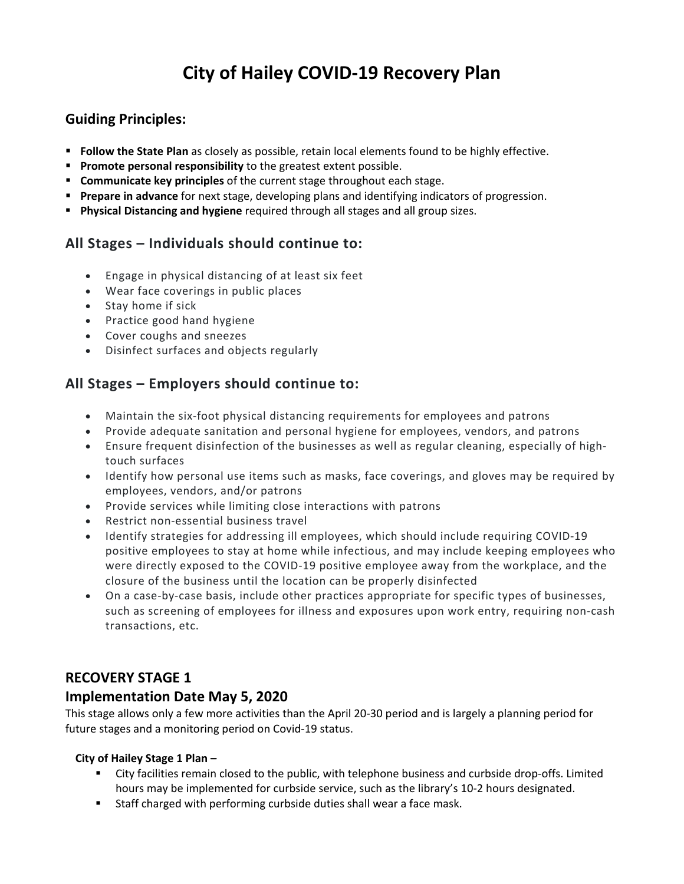# City of Hailey COVID-19 Recovery Plan

## Guiding Principles:

- **Follow the State Plan** as closely as possible, retain local elements found to be highly effective.
- **Promote personal responsibility** to the greatest extent possible.
- **Communicate key principles** of the current stage throughout each stage.
- **Prepare in advance** for next stage, developing plans and identifying indicators of progression.
- **Physical Distancing and hygiene** required through all stages and all group sizes.

## All Stages – Individuals should continue to:

- Engage in physical distancing of at least six feet
- Wear face coverings in public places
- Stay home if sick
- Practice good hand hygiene
- Cover coughs and sneezes
- Disinfect surfaces and objects regularly

## All Stages – Employers should continue to:

- Maintain the six-foot physical distancing requirements for employees and patrons
- Provide adequate sanitation and personal hygiene for employees, vendors, and patrons
- Ensure frequent disinfection of the businesses as well as regular cleaning, especially of high-touch surfaces
- Identify how personal use items such as masks, face coverings, and gloves may be required by employees, vendors, and/or patrons
- Provide services while limiting close interactions with patrons
- Restrict non-essential business travel
- Identify strategies for addressing ill employees, which should include requiring COVID-19 positive employees to stay at home while infectious, and may include keeping employees who were directly exposed to the COVID-19 positive employee away from the workplace, and the closure of the business until the location can be properly disinfected
- On a case-by-case basis, include other practices appropriate for specific types of businesses, such as screening of employees for illness and exposures upon work entry, requiring non-cash transactions, etc.

## RECOVERY STAGE 1

## Implementation Date May 5, 2020

This stage allows only a few more activities than the April 20-30 period and is largely a planning period for future stages and a monitoring period on Covid-19 status.

**City of Hailey Stage 1 Plan –**

- City facilities remain closed to the public, with telephone business and curbside drop-offs. Limited hours may be implemented for curbside service, such as the library's 10-2 hours designated.
- Staff charged with performing curbside duties shall wear a face mask.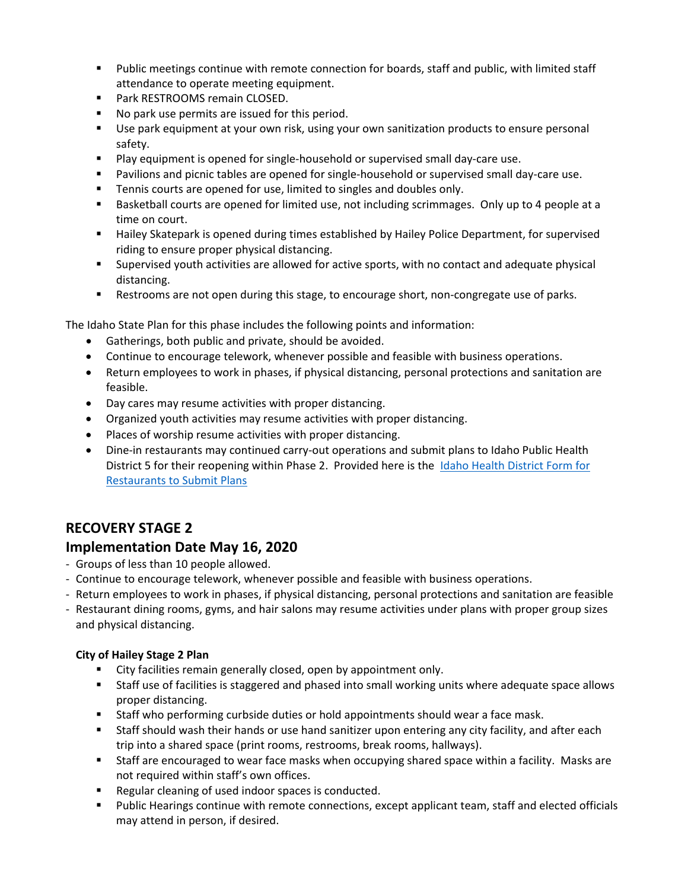- Public meetings continue with remote connection for boards, staff and public, with limited staff attendance to operate meeting equipment.
- Park RESTROOMS remain CLOSED.
- No park use permits are issued for this period.
- Use park equipment at your own risk, using your own sanitization products to ensure personal safety.
- Play equipment is opened for single-household or supervised small day-care use.
- Pavilions and picnic tables are opened for single-household or supervised small day-care use.
- Tennis courts are opened for use, limited to singles and doubles only.
- Basketball courts are opened for limited use, not including scrimmages. Only up to 4 people at a time on court.
- Hailey Skatepark is opened during times established by Hailey Police Department, for supervised riding to ensure proper physical distancing.
- Supervised youth activities are allowed for active sports, with no contact and adequate physical distancing.
- Restrooms are not open during this stage, to encourage short, non-congregate use of parks.

The Idaho State Plan for this phase includes the following points and information:

- Gatherings, both public and private, should be avoided.
- Continue to encourage telework, whenever possible and feasible with business operations.
- Return employees to work in phases, if physical distancing, personal protections and sanitation are feasible.
- Day cares may resume activities with proper distancing.
- Organized youth activities may resume activities with proper distancing.
- Places of worship resume activities with proper distancing.
- Dine-in restaurants may continued carry-out operations and submit plans to Idaho Public Health District 5 for their reopening within Phase 2. Provided here is the Idaho Health District Form for Restaurants to Submit Plans

## RECOVERY STAGE 2

## Implementation Date May 16, 2020

- Groups of less than 10 people allowed.
- Continue to encourage telework, whenever possible and feasible with business operations.
- Return employees to work in phases, if physical distancing, personal protections and sanitation are feasible
- Restaurant dining rooms, gyms, and hair salons may resume activities under plans with proper group sizes and physical distancing.

**City of Hailey Stage 2 Plan**

- City facilities remain generally closed, open by appointment only.
- Staff use of facilities is staggered and phased into small working units where adequate space allows proper distancing.
- Staff who performing curbside duties or hold appointments should wear a face mask.
- Staff should wash their hands or use hand sanitizer upon entering any city facility, and after each trip into a shared space (print rooms, restrooms, break rooms, hallways).
- Staff are encouraged to wear face masks when occupying shared space within a facility. Masks are not required within staff's own offices.
- Regular cleaning of used indoor spaces is conducted.
- Public Hearings continue with remote connections, except applicant team, staff and elected officials may attend in person, if desired.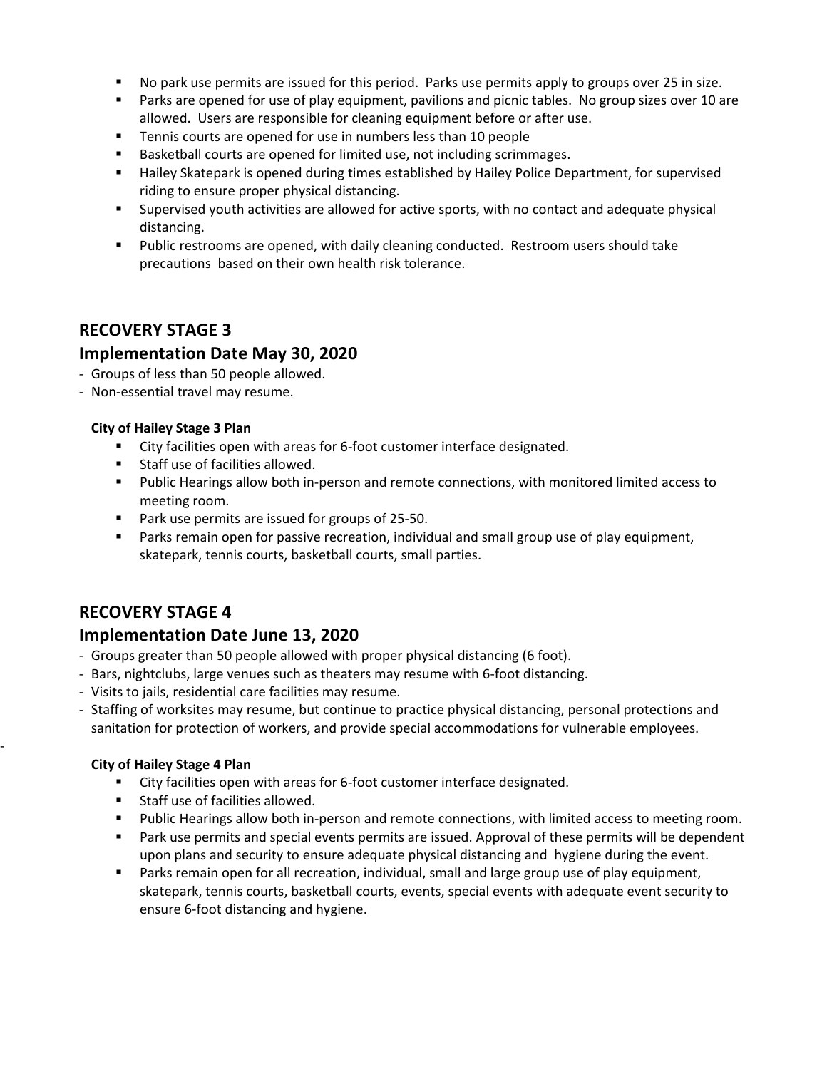- No park use permits are issued for this period. Parks use permits apply to groups over 25 in size.
- Parks are opened for use of play equipment, pavilions and picnic tables. No group sizes over 10 are allowed. Users are responsible for cleaning equipment before or after use.
- Tennis courts are opened for use in numbers less than 10 people
- Basketball courts are opened for limited use, not including scrimmages.
- Hailey Skatepark is opened during times established by Hailey Police Department, for supervised riding to ensure proper physical distancing.
- Supervised youth activities are allowed for active sports, with no contact and adequate physical distancing.
- Public restrooms are opened, with daily cleaning conducted. Restroom users should take precautions based on their own health risk tolerance.

## RECOVERY STAGE 3

## Implementation Date May 30, 2020

- Groups of less than 50 people allowed.
- Non-essential travel may resume.

**City of Hailey Stage 3 Plan**

- City facilities open with areas for 6-foot customer interface designated.
- Staff use of facilities allowed.
- Public Hearings allow both in-person and remote connections, with monitored limited access to meeting room.
- Park use permits are issued for groups of 25-50.
- Parks remain open for passive recreation, individual and small group use of play equipment, skatepark, tennis courts, basketball courts, small parties.

## RECOVERY STAGE 4

## Implementation Date June 13, 2020

- Groups greater than 50 people allowed with proper physical distancing (6 foot).
- Bars, nightclubs, large venues such as theaters may resume with 6-foot distancing.
- Visits to jails, residential care facilities may resume.
- Staffing of worksites may resume, but continue to practice physical distancing, personal protections and sanitation for protection of workers, and provide special accommodations for vulnerable employees.

**City of Hailey Stage 4 Plan**

- City facilities open with areas for 6-foot customer interface designated.
- Staff use of facilities allowed.
- Public Hearings allow both in-person and remote connections, with limited access to meeting room.
- Park use permits and special events permits are issued. Approval of these permits will be dependent upon plans and security to ensure adequate physical distancing and hygiene during the event.
- Parks remain open for all recreation, individual, small and large group use of play equipment, skatepark, tennis courts, basketball courts, events, special events with adequate event security to ensure 6-foot distancing and hygiene.